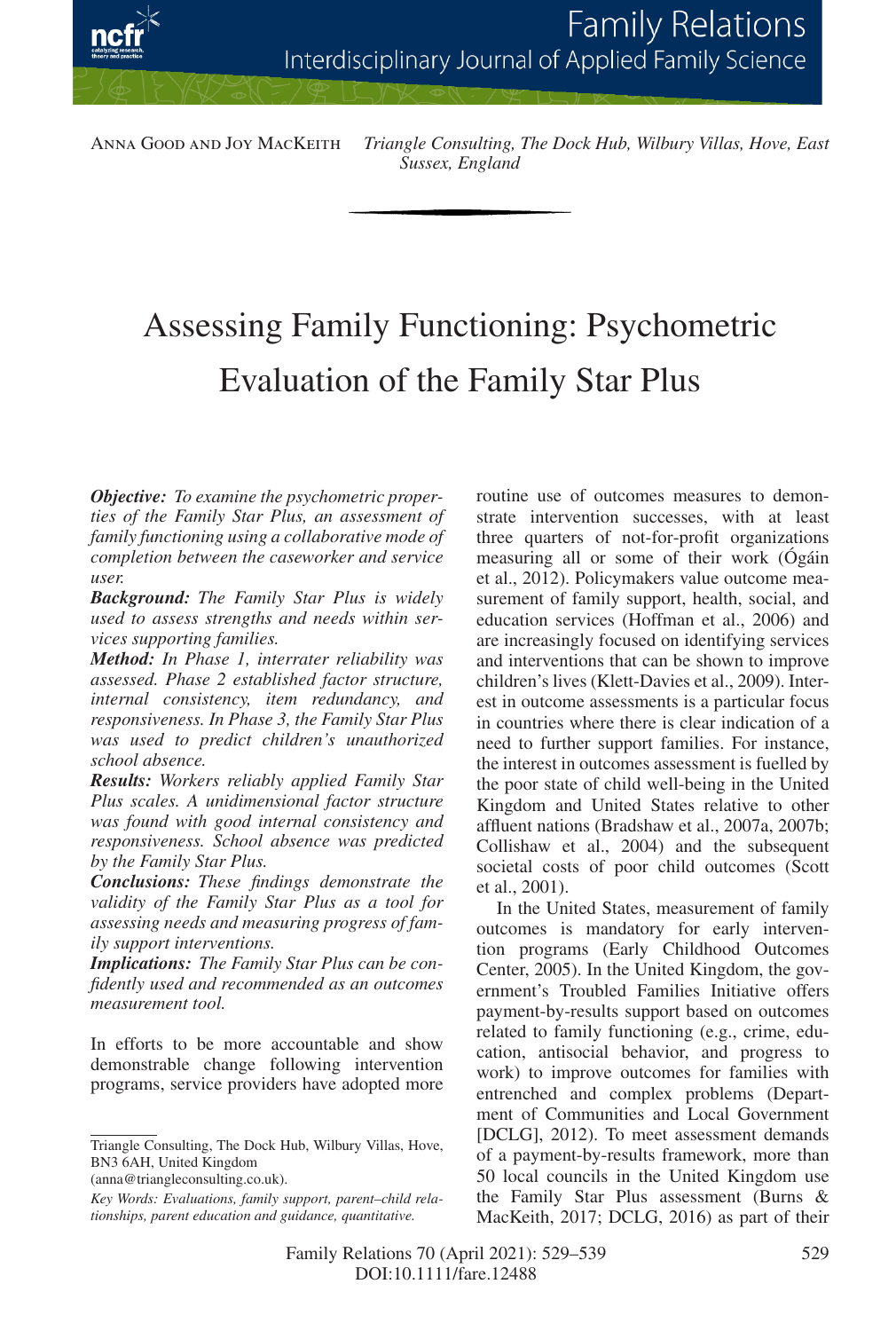Anna Good and Joy MacKeith *Triangle Consulting, The Dock Hub, Wilbury Villas, Hove, East Sussex, England*

# Assessing Family Functioning: Psychometric Evaluation of the Family Star Plus

***Objective:*** *To examine the psychometric properties of the Family Star Plus, an assessment of family functioning using a collaborative mode of completion between the caseworker and service user.*

***Background:*** *The Family Star Plus is widely used to assess strengths and needs within services supporting families.*

***Method:*** *In Phase 1, interrater reliability was assessed. Phase 2 established factor structure, internal consistency, item redundancy, and responsiveness. In Phase 3, the Family Star Plus was used to predict children's unauthorized school absence.*

***Results:*** *Workers reliably applied Family Star Plus scales. A unidimensional factor structure was found with good internal consistency and responsiveness. School absence was predicted by the Family Star Plus.*

***Conclusions:*** *These findings demonstrate the validity of the Family Star Plus as a tool for assessing needs and measuring progress of family support interventions.*

***Implications:*** *The Family Star Plus can be confidently used and recommended as an outcomes measurement tool.*

In efforts to be more accountable and show demonstrable change following intervention programs, service providers have adopted more routine use of outcomes measures to demonstrate intervention successes, with at least three quarters of not-for-profit organizations measuring all or some of their work (Ógáin et al., 2012). Policymakers value outcome measurement of family support, health, social, and education services (Hoffman et al., 2006) and are increasingly focused on identifying services and interventions that can be shown to improve children's lives (Klett-Davies et al., 2009). Interest in outcome assessments is a particular focus in countries where there is clear indication of a need to further support families. For instance, the interest in outcomes assessment is fuelled by the poor state of child well-being in the United Kingdom and United States relative to other affluent nations (Bradshaw et al., 2007a, 2007b; Collishaw et al., 2004) and the subsequent societal costs of poor child outcomes (Scott et al., 2001).

In the United States, measurement of family outcomes is mandatory for early intervention programs (Early Childhood Outcomes Center, 2005). In the United Kingdom, the government's Troubled Families Initiative offers payment-by-results support based on outcomes related to family functioning (e.g., crime, education, antisocial behavior, and progress to work) to improve outcomes for families with entrenched and complex problems (Department of Communities and Local Government [DCLG], 2012). To meet assessment demands of a payment-by-results framework, more than 50 local councils in the United Kingdom use the Family Star Plus assessment (Burns & MacKeith, 2017; DCLG, 2016) as part of their

Triangle Consulting, The Dock Hub, Wilbury Villas, Hove, BN3 6AH, United Kingdom (anna@triangleconsulting.co.uk).

*Key Words: Evaluations, family support, parent–child relationships, parent education and guidance, quantitative.*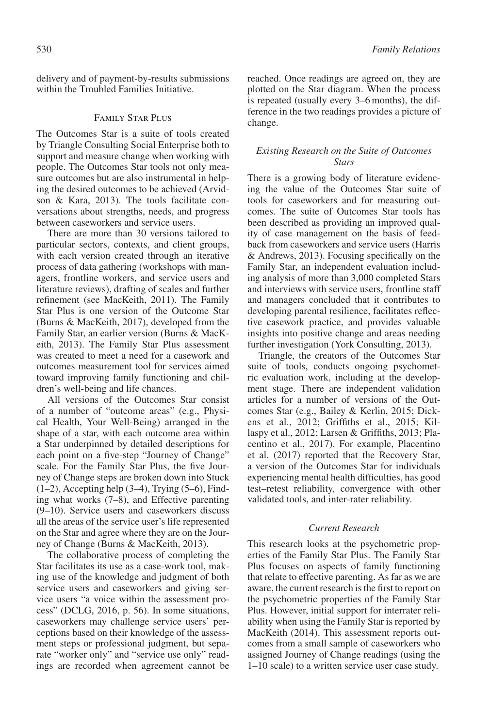delivery and of payment-by-results submissions within the Troubled Families Initiative.

## Family Star Plus

The Outcomes Star is a suite of tools created by Triangle Consulting Social Enterprise both to support and measure change when working with people. The Outcomes Star tools not only measure outcomes but are also instrumental in helping the desired outcomes to be achieved (Arvidson & Kara, 2013). The tools facilitate conversations about strengths, needs, and progress between caseworkers and service users.

There are more than 30 versions tailored to particular sectors, contexts, and client groups, with each version created through an iterative process of data gathering (workshops with managers, frontline workers, and service users and literature reviews), drafting of scales and further refinement (see MacKeith, 2011). The Family Star Plus is one version of the Outcome Star (Burns & MacKeith, 2017), developed from the Family Star, an earlier version (Burns & MacKeith, 2013). The Family Star Plus assessment was created to meet a need for a casework and outcomes measurement tool for services aimed toward improving family functioning and children's well-being and life chances.

All versions of the Outcomes Star consist of a number of "outcome areas" (e.g., Physical Health, Your Well-Being) arranged in the shape of a star, with each outcome area within a Star underpinned by detailed descriptions for each point on a five-step "Journey of Change" scale. For the Family Star Plus, the five Journey of Change steps are broken down into Stuck (1–2), Accepting help (3–4), Trying (5–6), Finding what works (7–8), and Effective parenting (9–10). Service users and caseworkers discuss all the areas of the service user's life represented on the Star and agree where they are on the Journey of Change (Burns & MacKeith, 2013).

The collaborative process of completing the Star facilitates its use as a case-work tool, making use of the knowledge and judgment of both service users and caseworkers and giving service users "a voice within the assessment process" (DCLG, 2016, p. 56). In some situations, caseworkers may challenge service users' perceptions based on their knowledge of the assessment steps or professional judgment, but separate "worker only" and "service use only" readings are recorded when agreement cannot be reached. Once readings are agreed on, they are plotted on the Star diagram. When the process is repeated (usually every 3–6 months), the difference in the two readings provides a picture of change.

### *Existing Research on the Suite of Outcomes Stars*

There is a growing body of literature evidencing the value of the Outcomes Star suite of tools for caseworkers and for measuring outcomes. The suite of Outcomes Star tools has been described as providing an improved quality of case management on the basis of feedback from caseworkers and service users (Harris & Andrews, 2013). Focusing specifically on the Family Star, an independent evaluation including analysis of more than 3,000 completed Stars and interviews with service users, frontline staff and managers concluded that it contributes to developing parental resilience, facilitates reflective casework practice, and provides valuable insights into positive change and areas needing further investigation (York Consulting, 2013).

Triangle, the creators of the Outcomes Star suite of tools, conducts ongoing psychometric evaluation work, including at the development stage. There are independent validation articles for a number of versions of the Outcomes Star (e.g., Bailey & Kerlin, 2015; Dickens et al., 2012; Griffiths et al., 2015; Killaspy et al., 2012; Larsen & Griffiths, 2013; Placentino et al., 2017). For example, Placentino et al. (2017) reported that the Recovery Star, a version of the Outcomes Star for individuals experiencing mental health difficulties, has good test–retest reliability, convergence with other validated tools, and inter-rater reliability.

### *Current Research*

This research looks at the psychometric properties of the Family Star Plus. The Family Star Plus focuses on aspects of family functioning that relate to effective parenting. As far as we are aware, the current research is the first to report on the psychometric properties of the Family Star Plus. However, initial support for interrater reliability when using the Family Star is reported by MacKeith (2014). This assessment reports outcomes from a small sample of caseworkers who assigned Journey of Change readings (using the 1–10 scale) to a written service user case study.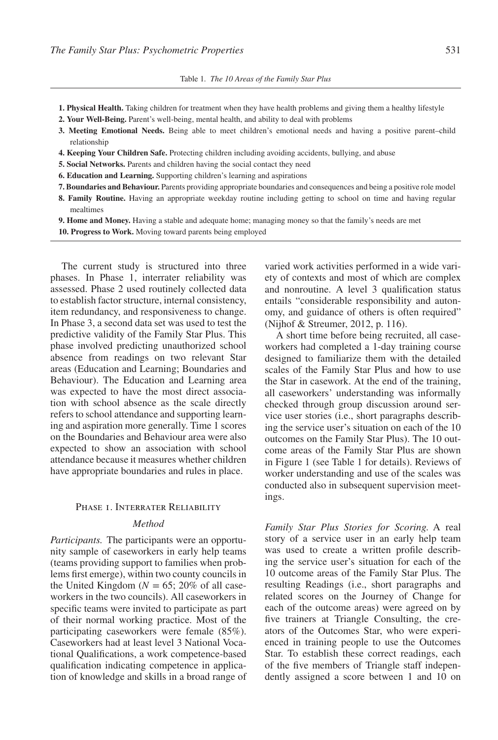Table 1. *The 10 Areas of the Family Star Plus*

1. **Physical Health.** Taking children for treatment when they have health problems and giving them a healthy lifestyle
2. **Your Well-Being.** Parent's well-being, mental health, and ability to deal with problems
3. **Meeting Emotional Needs.** Being able to meet children's emotional needs and having a positive parent–child relationship
4. **Keeping Your Children Safe.** Protecting children including avoiding accidents, bullying, and abuse
5. **Social Networks.** Parents and children having the social contact they need
6. **Education and Learning.** Supporting children's learning and aspirations
7. **Boundaries and Behaviour.** Parents providing appropriate boundaries and consequences and being a positive role model
8. **Family Routine.** Having an appropriate weekday routine including getting to school on time and having regular mealtimes
9. **Home and Money.** Having a stable and adequate home; managing money so that the family's needs are met
10. **Progress to Work.** Moving toward parents being employed

The current study is structured into three phases. In Phase 1, interrater reliability was assessed. Phase 2 used routinely collected data to establish factor structure, internal consistency, item redundancy, and responsiveness to change. In Phase 3, a second data set was used to test the predictive validity of the Family Star Plus. This phase involved predicting unauthorized school absence from readings on two relevant Star areas (Education and Learning; Boundaries and Behaviour). The Education and Learning area was expected to have the most direct association with school absence as the scale directly refers to school attendance and supporting learning and aspiration more generally. Time 1 scores on the Boundaries and Behaviour area were also expected to show an association with school attendance because it measures whether children have appropriate boundaries and rules in place.

## Phase 1. Interrater Reliability

### Method

*Participants.* The participants were an opportunity sample of caseworkers in early help teams (teams providing support to families when problems first emerge), within two county councils in the United Kingdom ($N = 65$; 20% of all caseworkers in the two councils). All caseworkers in specific teams were invited to participate as part of their normal working practice. Most of the participating caseworkers were female (85%). Caseworkers had at least level 3 National Vocational Qualifications, a work competence-based qualification indicating competence in application of knowledge and skills in a broad range of varied work activities performed in a wide variety of contexts and most of which are complex and nonroutine. A level 3 qualification status entails "considerable responsibility and autonomy, and guidance of others is often required" (Nijhof & Streumer, 2012, p. 116).

A short time before being recruited, all caseworkers had completed a 1-day training course designed to familiarize them with the detailed scales of the Family Star Plus and how to use the Star in casework. At the end of the training, all caseworkers' understanding was informally checked through group discussion around service user stories (i.e., short paragraphs describing the service user's situation on each of the 10 outcomes on the Family Star Plus). The 10 outcome areas of the Family Star Plus are shown in Figure 1 (see Table 1 for details). Reviews of worker understanding and use of the scales was conducted also in subsequent supervision meetings.

*Family Star Plus Stories for Scoring.* A real story of a service user in an early help team was used to create a written profile describing the service user's situation for each of the 10 outcome areas of the Family Star Plus. The resulting Readings (i.e., short paragraphs and related scores on the Journey of Change for each of the outcome areas) were agreed on by five trainers at Triangle Consulting, the creators of the Outcomes Star, who were experienced in training people to use the Outcomes Star. To establish these correct readings, each of the five members of Triangle staff independently assigned a score between 1 and 10 on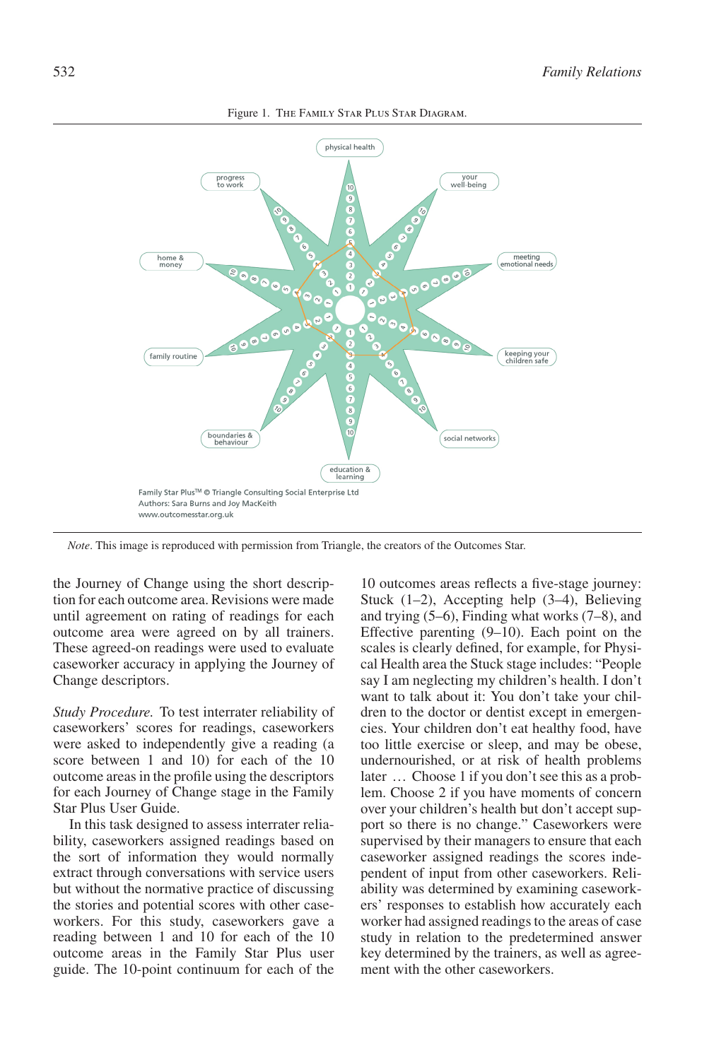Figure 1. The Family Star Plus Star Diagram.

physical health

your well-being

meeting emotional needs

keeping your children safe

social networks

education & learning

boundaries & behaviour

family routine

home & money

progress to work

1 2 3 4 5 6 7 8 9 10

Family Star Plus™ © Triangle Consulting Social Enterprise Ltd
Authors: Sara Burns and Joy MacKeith
www.outcomesstar.org.uk

*Note*. This image is reproduced with permission from Triangle, the creators of the Outcomes Star.

the Journey of Change using the short description for each outcome area. Revisions were made until agreement on rating of readings for each outcome area were agreed on by all trainers. These agreed-on readings were used to evaluate caseworker accuracy in applying the Journey of Change descriptors.

*Study Procedure.* To test interrater reliability of caseworkers' scores for readings, caseworkers were asked to independently give a reading (a score between 1 and 10) for each of the 10 outcome areas in the profile using the descriptors for each Journey of Change stage in the Family Star Plus User Guide.

In this task designed to assess interrater reliability, caseworkers assigned readings based on the sort of information they would normally extract through conversations with service users but without the normative practice of discussing the stories and potential scores with other caseworkers. For this study, caseworkers gave a reading between 1 and 10 for each of the 10 outcome areas in the Family Star Plus user guide. The 10-point continuum for each of the 10 outcomes areas reflects a five-stage journey: Stuck (1–2), Accepting help (3–4), Believing and trying (5–6), Finding what works (7–8), and Effective parenting (9–10). Each point on the scales is clearly defined, for example, for Physical Health area the Stuck stage includes: "People say I am neglecting my children's health. I don't want to talk about it: You don't take your children to the doctor or dentist except in emergencies. Your children don't eat healthy food, have too little exercise or sleep, and may be obese, undernourished, or at risk of health problems later … Choose 1 if you don't see this as a problem. Choose 2 if you have moments of concern over your children's health but don't accept support so there is no change." Caseworkers were supervised by their managers to ensure that each caseworker assigned readings the scores independent of input from other caseworkers. Reliability was determined by examining caseworkers' responses to establish how accurately each worker had assigned readings to the areas of case study in relation to the predetermined answer key determined by the trainers, as well as agreement with the other caseworkers.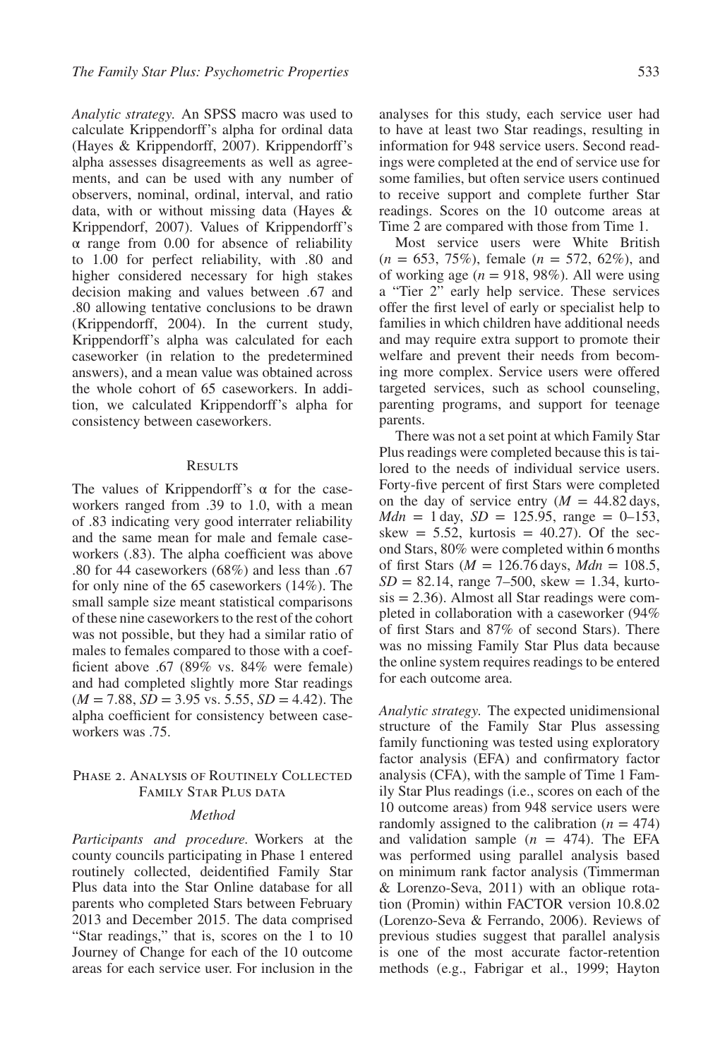*Analytic strategy.* An SPSS macro was used to calculate Krippendorff's alpha for ordinal data (Hayes & Krippendorff, 2007). Krippendorff's alpha assesses disagreements as well as agreements, and can be used with any number of observers, nominal, ordinal, interval, and ratio data, with or without missing data (Hayes & Krippendorf, 2007). Values of Krippendorff's α range from 0.00 for absence of reliability to 1.00 for perfect reliability, with .80 and higher considered necessary for high stakes decision making and values between .67 and .80 allowing tentative conclusions to be drawn (Krippendorff, 2004). In the current study, Krippendorff's alpha was calculated for each caseworker (in relation to the predetermined answers), and a mean value was obtained across the whole cohort of 65 caseworkers. In addition, we calculated Krippendorff's alpha for consistency between caseworkers.

## Results

The values of Krippendorff's α for the caseworkers ranged from .39 to 1.0, with a mean of .83 indicating very good interrater reliability and the same mean for male and female caseworkers (.83). The alpha coefficient was above .80 for 44 caseworkers (68%) and less than .67 for only nine of the 65 caseworkers (14%). The small sample size meant statistical comparisons of these nine caseworkers to the rest of the cohort was not possible, but they had a similar ratio of males to females compared to those with a coefficient above .67 (89% vs. 84% were female) and had completed slightly more Star readings ($M = 7.88$, $SD = 3.95$ vs. 5.55, $SD = 4.42$). The alpha coefficient for consistency between caseworkers was .75.

## Phase 2. Analysis of Routinely Collected Family Star Plus data

### Method

*Participants and procedure.* Workers at the county councils participating in Phase 1 entered routinely collected, deidentified Family Star Plus data into the Star Online database for all parents who completed Stars between February 2013 and December 2015. The data comprised "Star readings," that is, scores on the 1 to 10 Journey of Change for each of the 10 outcome areas for each service user. For inclusion in the analyses for this study, each service user had to have at least two Star readings, resulting in information for 948 service users. Second readings were completed at the end of service use for some families, but often service users continued to receive support and complete further Star readings. Scores on the 10 outcome areas at Time 2 are compared with those from Time 1.

Most service users were White British ($n = 653$, 75%), female ($n = 572$, 62%), and of working age ($n = 918$, 98%). All were using a "Tier 2" early help service. These services offer the first level of early or specialist help to families in which children have additional needs and may require extra support to promote their welfare and prevent their needs from becoming more complex. Service users were offered targeted services, such as school counseling, parenting programs, and support for teenage parents.

There was not a set point at which Family Star Plus readings were completed because this is tailored to the needs of individual service users. Forty-five percent of first Stars were completed on the day of service entry ($M = 44.82$ days, $Mdn = 1$ day, $SD = 125.95$, range = 0–153, skew = 5.52, kurtosis = 40.27). Of the second Stars, 80% were completed within 6 months of first Stars ($M = 126.76$ days, $Mdn = 108.5$, $SD = 82.14$, range 7–500, skew = 1.34, kurtosis = 2.36). Almost all Star readings were completed in collaboration with a caseworker (94% of first Stars and 87% of second Stars). There was no missing Family Star Plus data because the online system requires readings to be entered for each outcome area.

*Analytic strategy.* The expected unidimensional structure of the Family Star Plus assessing family functioning was tested using exploratory factor analysis (EFA) and confirmatory factor analysis (CFA), with the sample of Time 1 Family Star Plus readings (i.e., scores on each of the 10 outcome areas) from 948 service users were randomly assigned to the calibration ($n = 474$) and validation sample ($n = 474$). The EFA was performed using parallel analysis based on minimum rank factor analysis (Timmerman & Lorenzo-Seva, 2011) with an oblique rotation (Promin) within FACTOR version 10.8.02 (Lorenzo-Seva & Ferrando, 2006). Reviews of previous studies suggest that parallel analysis is one of the most accurate factor-retention methods (e.g., Fabrigar et al., 1999; Hayton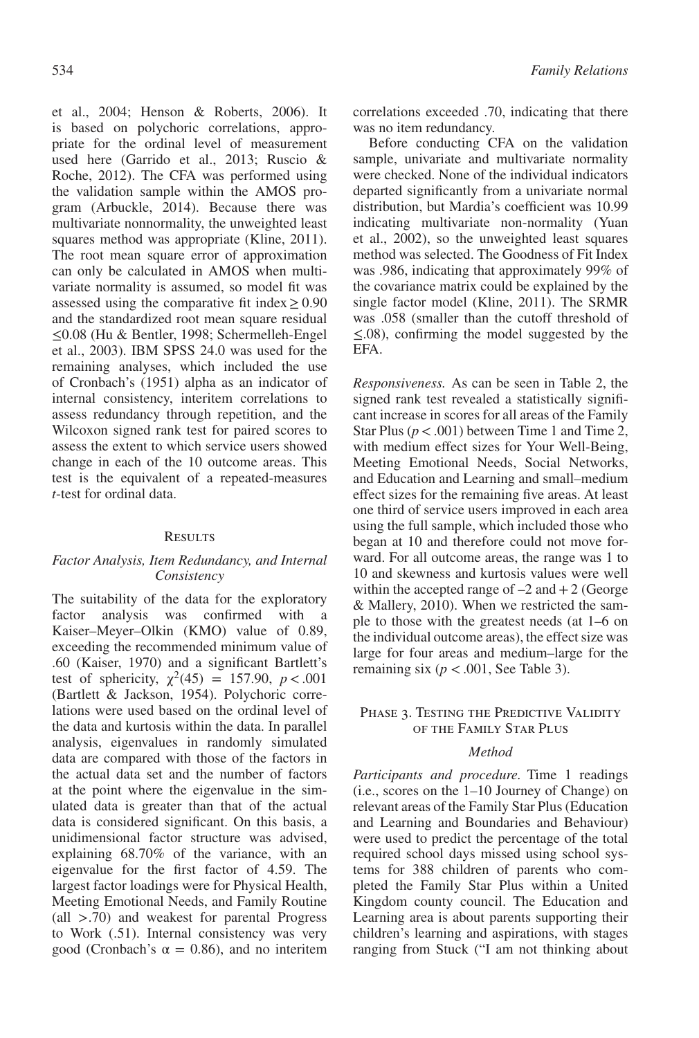et al., 2004; Henson & Roberts, 2006). It is based on polychoric correlations, appropriate for the ordinal level of measurement used here (Garrido et al., 2013; Ruscio & Roche, 2012). The CFA was performed using the validation sample within the AMOS program (Arbuckle, 2014). Because there was multivariate nonnormality, the unweighted least squares method was appropriate (Kline, 2011). The root mean square error of approximation can only be calculated in AMOS when multivariate normality is assumed, so model fit was assessed using the comparative fit index $\geq 0.90$ and the standardized root mean square residual $\leq 0.08$ (Hu & Bentler, 1998; Schermelleh-Engel et al., 2003). IBM SPSS 24.0 was used for the remaining analyses, which included the use of Cronbach's (1951) alpha as an indicator of internal consistency, interitem correlations to assess redundancy through repetition, and the Wilcoxon signed rank test for paired scores to assess the extent to which service users showed change in each of the 10 outcome areas. This test is the equivalent of a repeated-measures *t*-test for ordinal data.

## Results

### Factor Analysis, Item Redundancy, and Internal Consistency

The suitability of the data for the exploratory factor analysis was confirmed with a Kaiser–Meyer–Olkin (KMO) value of 0.89, exceeding the recommended minimum value of .60 (Kaiser, 1970) and a significant Bartlett's test of sphericity, $\chi^2(45) = 157.90$, $p < .001$ (Bartlett & Jackson, 1954). Polychoric correlations were used based on the ordinal level of the data and kurtosis within the data. In parallel analysis, eigenvalues in randomly simulated data are compared with those of the factors in the actual data set and the number of factors at the point where the eigenvalue in the simulated data is greater than that of the actual data is considered significant. On this basis, a unidimensional factor structure was advised, explaining 68.70% of the variance, with an eigenvalue for the first factor of 4.59. The largest factor loadings were for Physical Health, Meeting Emotional Needs, and Family Routine (all $>.70$) and weakest for parental Progress to Work (.51). Internal consistency was very good (Cronbach's $\alpha = 0.86$), and no interitem correlations exceeded .70, indicating that there was no item redundancy.

Before conducting CFA on the validation sample, univariate and multivariate normality were checked. None of the individual indicators departed significantly from a univariate normal distribution, but Mardia's coefficient was 10.99 indicating multivariate non-normality (Yuan et al., 2002), so the unweighted least squares method was selected. The Goodness of Fit Index was .986, indicating that approximately 99% of the covariance matrix could be explained by the single factor model (Kline, 2011). The SRMR was .058 (smaller than the cutoff threshold of $\leq .08$), confirming the model suggested by the EFA.

*Responsiveness.* As can be seen in Table 2, the signed rank test revealed a statistically significant increase in scores for all areas of the Family Star Plus ($p < .001$) between Time 1 and Time 2, with medium effect sizes for Your Well-Being, Meeting Emotional Needs, Social Networks, and Education and Learning and small–medium effect sizes for the remaining five areas. At least one third of service users improved in each area using the full sample, which included those who began at 10 and therefore could not move forward. For all outcome areas, the range was 1 to 10 and skewness and kurtosis values were well within the accepted range of $-2$ and $+2$ (George & Mallery, 2010). When we restricted the sample to those with the greatest needs (at 1–6 on the individual outcome areas), the effect size was large for four areas and medium–large for the remaining six ($p < .001$, See Table 3).

## Phase 3. Testing the Predictive Validity of the Family Star Plus

### Method

*Participants and procedure.* Time 1 readings (i.e., scores on the 1–10 Journey of Change) on relevant areas of the Family Star Plus (Education and Learning and Boundaries and Behaviour) were used to predict the percentage of the total required school days missed using school systems for 388 children of parents who completed the Family Star Plus within a United Kingdom county council. The Education and Learning area is about parents supporting their children's learning and aspirations, with stages ranging from Stuck ("I am not thinking about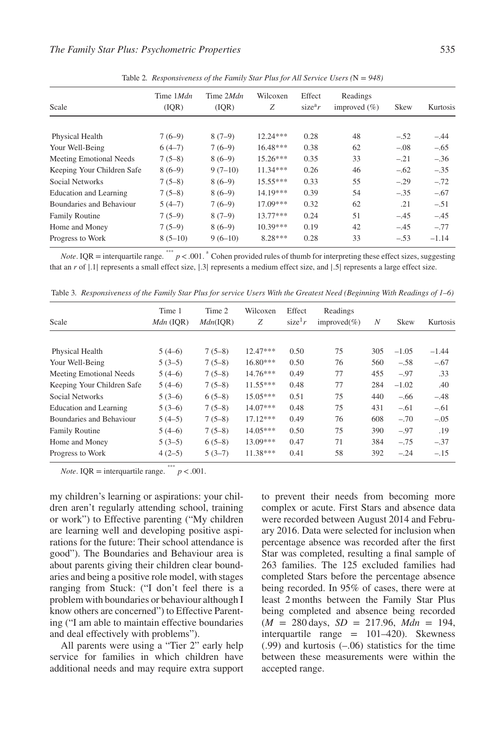Table 2. *Responsiveness of the Family Star Plus for All Service Users (N = 948)*

| Scale | Time 1 *Mdn* (IQR) | Time 2 *Mdn* (IQR) | Wilcoxen *Z* | Effect size[a] *r* | Readings improved (%) | Skew | Kurtosis |
|---|---|---|---|---|---|---|---|
| Physical Health | 7 (6–9) | 8 (7–9) | 12.24*** | 0.28 | 48 | –.52 | –.44 |
| Your Well-Being | 6 (4–7) | 7 (6–9) | 16.48*** | 0.38 | 62 | –.08 | –.65 |
| Meeting Emotional Needs | 7 (5–8) | 8 (6–9) | 15.26*** | 0.35 | 33 | –.21 | –.36 |
| Keeping Your Children Safe | 8 (6–9) | 9 (7–10) | 11.34*** | 0.26 | 46 | –.62 | –.35 |
| Social Networks | 7 (5–8) | 8 (6–9) | 15.55*** | 0.33 | 55 | –.29 | –.72 |
| Education and Learning | 7 (5–8) | 8 (6–9) | 14.19*** | 0.39 | 54 | –.35 | –.67 |
| Boundaries and Behaviour | 5 (4–7) | 7 (6–9) | 17.09*** | 0.32 | 62 | .21 | –.51 |
| Family Routine | 7 (5–9) | 8 (7–9) | 13.77*** | 0.24 | 51 | –.45 | –.45 |
| Home and Money | 7 (5–9) | 8 (6–9) | 10.39*** | 0.19 | 42 | –.45 | –.77 |
| Progress to Work | 8 (5–10) | 9 (6–10) | 8.28*** | 0.28 | 33 | –.53 | –1.14 |

*Note*. IQR = interquartile range. *** $p < .001$. [a] Cohen provided rules of thumb for interpreting these effect sizes, suggesting that an *r* of |.1| represents a small effect size, |.3| represents a medium effect size, and |.5| represents a large effect size.

Table 3. *Responsiveness of the Family Star Plus for service Users With the Greatest Need (Beginning With Readings of 1–6)*

| Scale | Time 1 *Mdn* (IQR) | Time 2 *Mdn*(IQR) | Wilcoxen *Z* | Effect size[1] *r* | Readings improved(%) | *N* | Skew | Kurtosis |
|---|---|---|---|---|---|---|---|---|
| Physical Health | 5 (4–6) | 7 (5–8) | 12.47*** | 0.50 | 75 | 305 | –1.05 | –1.44 |
| Your Well-Being | 5 (3–5) | 7 (5–8) | 16.80*** | 0.50 | 76 | 560 | –.58 | –.67 |
| Meeting Emotional Needs | 5 (4–6) | 7 (5–8) | 14.76*** | 0.49 | 77 | 455 | –.97 | .33 |
| Keeping Your Children Safe | 5 (4–6) | 7 (5–8) | 11.55*** | 0.48 | 77 | 284 | –1.02 | .40 |
| Social Networks | 5 (3–6) | 6 (5–8) | 15.05*** | 0.51 | 75 | 440 | –.66 | –.48 |
| Education and Learning | 5 (3–6) | 7 (5–8) | 14.07*** | 0.48 | 75 | 431 | –.61 | –.61 |
| Boundaries and Behaviour | 5 (4–5) | 7 (5–8) | 17.12*** | 0.49 | 76 | 608 | –.70 | –.05 |
| Family Routine | 5 (4–6) | 7 (5–8) | 14.05*** | 0.50 | 75 | 390 | –.97 | .19 |
| Home and Money | 5 (3–5) | 6 (5–8) | 13.09*** | 0.47 | 71 | 384 | –.75 | –.37 |
| Progress to Work | 4 (2–5) | 5 (3–7) | 11.38*** | 0.41 | 58 | 392 | –.24 | –.15 |

*Note*. IQR = interquartile range. *** $p < .001$.

my children's learning or aspirations: your children aren't regularly attending school, training or work") to Effective parenting ("My children are learning well and developing positive aspirations for the future: Their school attendance is good"). The Boundaries and Behaviour area is about parents giving their children clear boundaries and being a positive role model, with stages ranging from Stuck: ("I don't feel there is a problem with boundaries or behaviour although I know others are concerned") to Effective Parenting ("I am able to maintain effective boundaries and deal effectively with problems").

All parents were using a "Tier 2" early help service for families in which children have additional needs and may require extra support to prevent their needs from becoming more complex or acute. First Stars and absence data were recorded between August 2014 and February 2016. Data were selected for inclusion when percentage absence was recorded after the first Star was completed, resulting a final sample of 263 families. The 125 excluded families had completed Stars before the percentage absence being recorded. In 95% of cases, there were at least 2 months between the Family Star Plus being completed and absence being recorded ($M$ = 280 days, $SD$ = 217.96, $Mdn$ = 194, interquartile range = 101–420). Skewness (.99) and kurtosis (–.06) statistics for the time between these measurements were within the accepted range.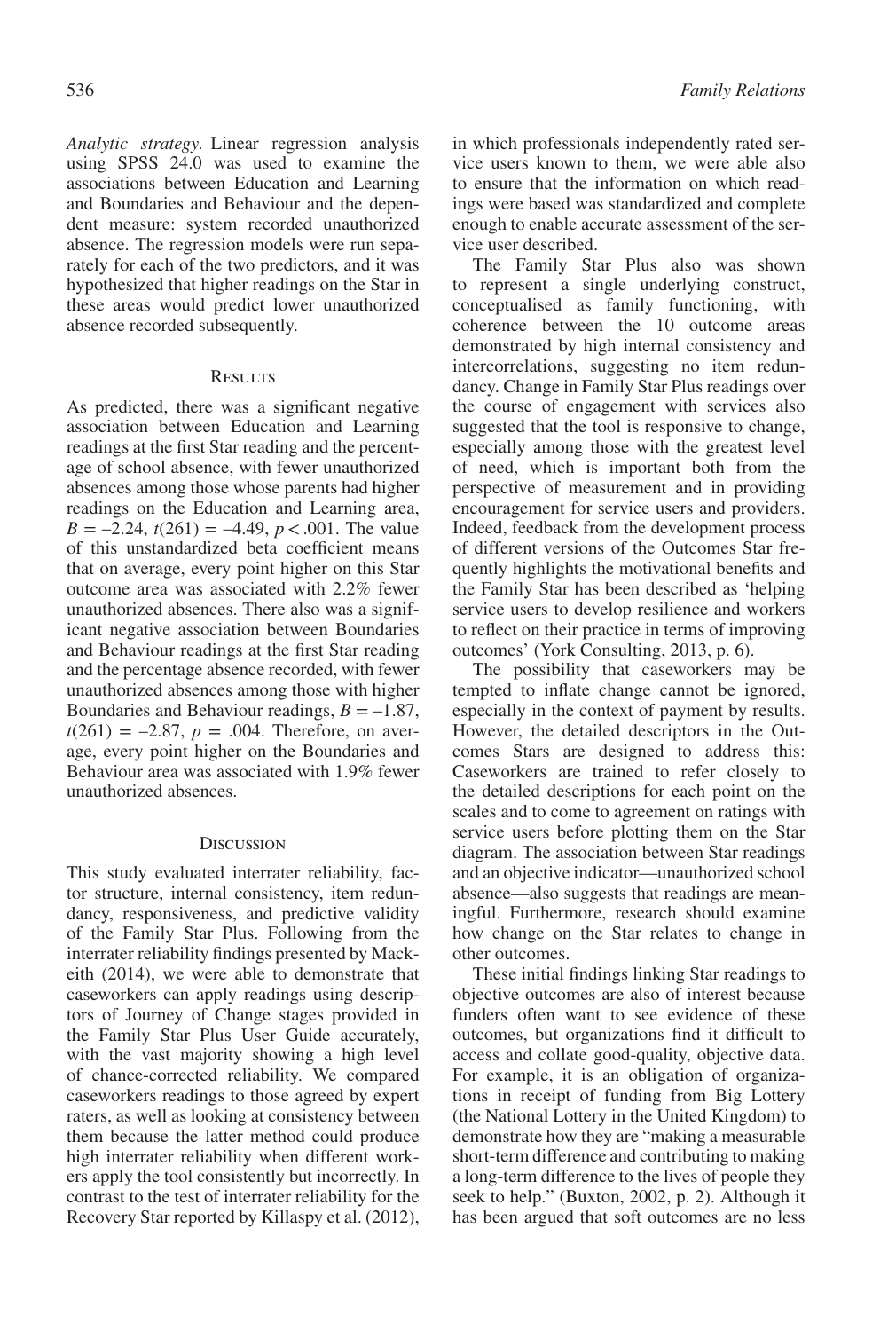*Analytic strategy*. Linear regression analysis using SPSS 24.0 was used to examine the associations between Education and Learning and Boundaries and Behaviour and the dependent measure: system recorded unauthorized absence. The regression models were run separately for each of the two predictors, and it was hypothesized that higher readings on the Star in these areas would predict lower unauthorized absence recorded subsequently.

## Results

As predicted, there was a significant negative association between Education and Learning readings at the first Star reading and the percentage of school absence, with fewer unauthorized absences among those whose parents had higher readings on the Education and Learning area, $B = -2.24$, $t(261) = -4.49$, $p < .001$. The value of this unstandardized beta coefficient means that on average, every point higher on this Star outcome area was associated with 2.2% fewer unauthorized absences. There also was a significant negative association between Boundaries and Behaviour readings at the first Star reading and the percentage absence recorded, with fewer unauthorized absences among those with higher Boundaries and Behaviour readings, $B = -1.87$, $t(261) = -2.87$, $p = .004$. Therefore, on average, every point higher on the Boundaries and Behaviour area was associated with 1.9% fewer unauthorized absences.

## Discussion

This study evaluated interrater reliability, factor structure, internal consistency, item redundancy, responsiveness, and predictive validity of the Family Star Plus. Following from the interrater reliability findings presented by Mackeith (2014), we were able to demonstrate that caseworkers can apply readings using descriptors of Journey of Change stages provided in the Family Star Plus User Guide accurately, with the vast majority showing a high level of chance-corrected reliability. We compared caseworkers readings to those agreed by expert raters, as well as looking at consistency between them because the latter method could produce high interrater reliability when different workers apply the tool consistently but incorrectly. In contrast to the test of interrater reliability for the Recovery Star reported by Killaspy et al. (2012), in which professionals independently rated service users known to them, we were able also to ensure that the information on which readings were based was standardized and complete enough to enable accurate assessment of the service user described.

The Family Star Plus also was shown to represent a single underlying construct, conceptualised as family functioning, with coherence between the 10 outcome areas demonstrated by high internal consistency and intercorrelations, suggesting no item redundancy. Change in Family Star Plus readings over the course of engagement with services also suggested that the tool is responsive to change, especially among those with the greatest level of need, which is important both from the perspective of measurement and in providing encouragement for service users and providers. Indeed, feedback from the development process of different versions of the Outcomes Star frequently highlights the motivational benefits and the Family Star has been described as 'helping service users to develop resilience and workers to reflect on their practice in terms of improving outcomes' (York Consulting, 2013, p. 6).

The possibility that caseworkers may be tempted to inflate change cannot be ignored, especially in the context of payment by results. However, the detailed descriptors in the Outcomes Stars are designed to address this: Caseworkers are trained to refer closely to the detailed descriptions for each point on the scales and to come to agreement on ratings with service users before plotting them on the Star diagram. The association between Star readings and an objective indicator—unauthorized school absence—also suggests that readings are meaningful. Furthermore, research should examine how change on the Star relates to change in other outcomes.

These initial findings linking Star readings to objective outcomes are also of interest because funders often want to see evidence of these outcomes, but organizations find it difficult to access and collate good-quality, objective data. For example, it is an obligation of organizations in receipt of funding from Big Lottery (the National Lottery in the United Kingdom) to demonstrate how they are "making a measurable short-term difference and contributing to making a long-term difference to the lives of people they seek to help." (Buxton, 2002, p. 2). Although it has been argued that soft outcomes are no less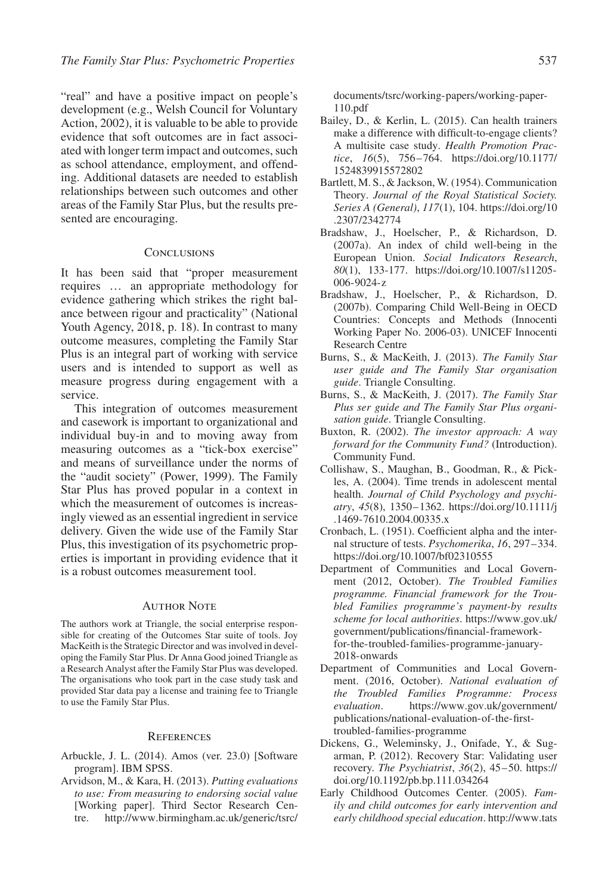"real" and have a positive impact on people's development (e.g., Welsh Council for Voluntary Action, 2002), it is valuable to be able to provide evidence that soft outcomes are in fact associated with longer term impact and outcomes, such as school attendance, employment, and offending. Additional datasets are needed to establish relationships between such outcomes and other areas of the Family Star Plus, but the results presented are encouraging.

## Conclusions

It has been said that "proper measurement requires … an appropriate methodology for evidence gathering which strikes the right balance between rigour and practicality" (National Youth Agency, 2018, p. 18). In contrast to many outcome measures, completing the Family Star Plus is an integral part of working with service users and is intended to support as well as measure progress during engagement with a service.

This integration of outcomes measurement and casework is important to organizational and individual buy-in and to moving away from measuring outcomes as a "tick-box exercise" and means of surveillance under the norms of the "audit society" (Power, 1999). The Family Star Plus has proved popular in a context in which the measurement of outcomes is increasingly viewed as an essential ingredient in service delivery. Given the wide use of the Family Star Plus, this investigation of its psychometric properties is important in providing evidence that it is a robust outcomes measurement tool.

## Author Note

The authors work at Triangle, the social enterprise responsible for creating of the Outcomes Star suite of tools. Joy MacKeith is the Strategic Director and was involved in developing the Family Star Plus. Dr Anna Good joined Triangle as a Research Analyst after the Family Star Plus was developed. The organisations who took part in the case study task and provided Star data pay a license and training fee to Triangle to use the Family Star Plus.

## References

Arbuckle, J. L. (2014). Amos (ver. 23.0) [Software program]. IBM SPSS.

Arvidson, M., & Kara, H. (2013). *Putting evaluations to use: From measuring to endorsing social value* [Working paper]. Third Sector Research Centre. http://www.birmingham.ac.uk/generic/tsrc/documents/tsrc/working-papers/working-paper-110.pdf

Bailey, D., & Kerlin, L. (2015). Can health trainers make a difference with difficult-to-engage clients? A multisite case study. *Health Promotion Practice*, *16*(5), 756–764. https://doi.org/10.1177/1524839915572802

Bartlett, M. S., & Jackson, W. (1954). Communication Theory. *Journal of the Royal Statistical Society. Series A (General)*, *117*(1), 104. https://doi.org/10.2307/2342774

Bradshaw, J., Hoelscher, P., & Richardson, D. (2007a). An index of child well-being in the European Union. *Social Indicators Research*, *80*(1), 133-177. https://doi.org/10.1007/s11205-006-9024-z

Bradshaw, J., Hoelscher, P., & Richardson, D. (2007b). Comparing Child Well-Being in OECD Countries: Concepts and Methods (Innocenti Working Paper No. 2006-03). UNICEF Innocenti Research Centre

Burns, S., & MacKeith, J. (2013). *The Family Star user guide and The Family Star organisation guide*. Triangle Consulting.

Burns, S., & MacKeith, J. (2017). *The Family Star Plus ser guide and The Family Star Plus organisation guide*. Triangle Consulting.

Buxton, R. (2002). *The investor approach: A way forward for the Community Fund?* (Introduction). Community Fund.

Collishaw, S., Maughan, B., Goodman, R., & Pickles, A. (2004). Time trends in adolescent mental health. *Journal of Child Psychology and psychiatry*, *45*(8), 1350–1362. https://doi.org/10.1111/j.1469-7610.2004.00335.x

Cronbach, L. (1951). Coefficient alpha and the internal structure of tests. *Psychomerika*, *16*, 297–334. https://doi.org/10.1007/bf02310555

Department of Communities and Local Government (2012, October). *The Troubled Families programme. Financial framework for the Troubled Families programme's payment-by results scheme for local authorities*. https://www.gov.uk/government/publications/financial-framework-for-the-troubled-families-programme-january-2018-onwards

Department of Communities and Local Government. (2016, October). *National evaluation of the Troubled Families Programme: Process evaluation*. https://www.gov.uk/government/publications/national-evaluation-of-the-first-troubled-families-programme

Dickens, G., Weleminsky, J., Onifade, Y., & Sugarman, P. (2012). Recovery Star: Validating user recovery. *The Psychiatrist*, *36*(2), 45–50. https://doi.org/10.1192/pb.bp.111.034264

Early Childhood Outcomes Center. (2005). *Family and child outcomes for early intervention and early childhood special education*. http://www.tats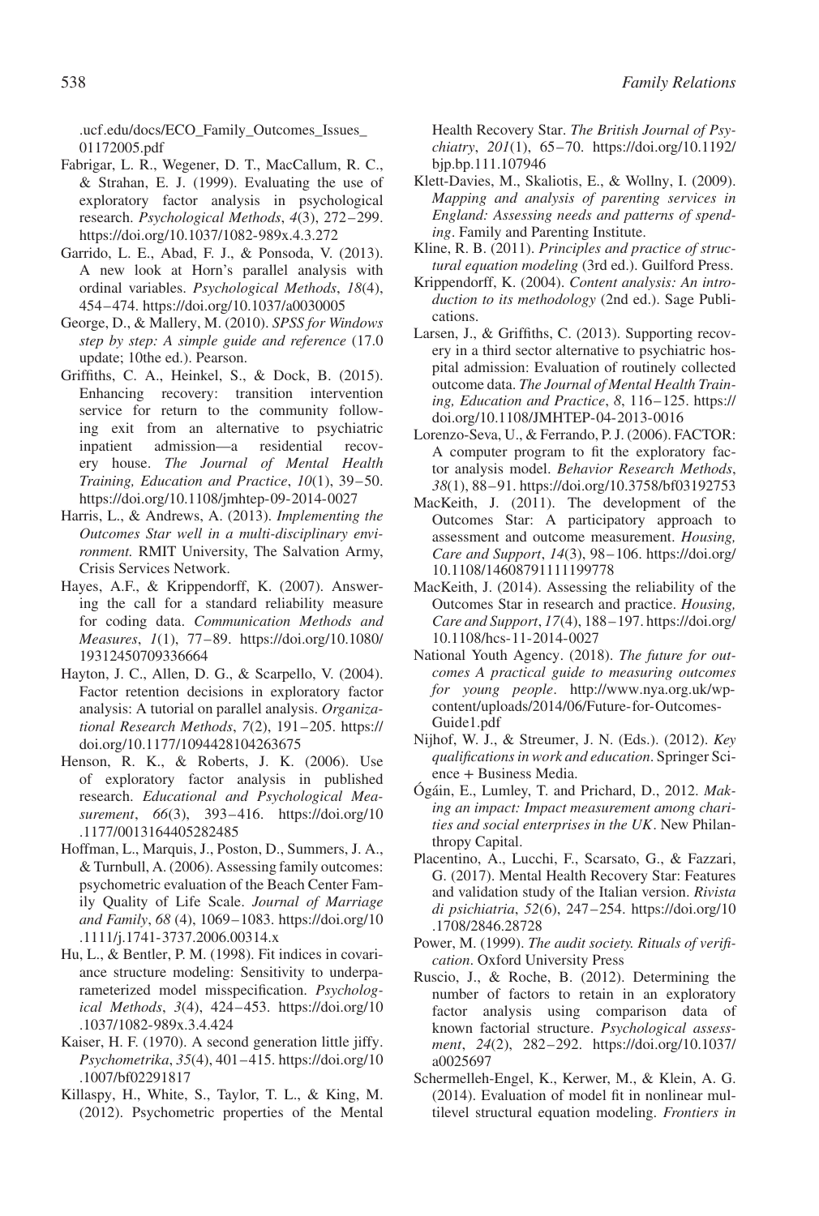.ucf.edu/docs/ECO_Family_Outcomes_Issues_01172005.pdf

Fabrigar, L. R., Wegener, D. T., MacCallum, R. C., & Strahan, E. J. (1999). Evaluating the use of exploratory factor analysis in psychological research. *Psychological Methods*, *4*(3), 272–299. https://doi.org/10.1037/1082-989x.4.3.272

Garrido, L. E., Abad, F. J., & Ponsoda, V. (2013). A new look at Horn's parallel analysis with ordinal variables. *Psychological Methods*, *18*(4), 454–474. https://doi.org/10.1037/a0030005

George, D., & Mallery, M. (2010). *SPSS for Windows step by step: A simple guide and reference* (17.0 update; 10the ed.). Pearson.

Griffiths, C. A., Heinkel, S., & Dock, B. (2015). Enhancing recovery: transition intervention service for return to the community following exit from an alternative to psychiatric inpatient admission—a residential recovery house. *The Journal of Mental Health Training, Education and Practice*, *10*(1), 39–50. https://doi.org/10.1108/jmhtep-09-2014-0027

Harris, L., & Andrews, A. (2013). *Implementing the Outcomes Star well in a multi-disciplinary environment.* RMIT University, The Salvation Army, Crisis Services Network.

Hayes, A.F., & Krippendorff, K. (2007). Answering the call for a standard reliability measure for coding data. *Communication Methods and Measures*, *1*(1), 77–89. https://doi.org/10.1080/19312450709336664

Hayton, J. C., Allen, D. G., & Scarpello, V. (2004). Factor retention decisions in exploratory factor analysis: A tutorial on parallel analysis. *Organizational Research Methods*, *7*(2), 191–205. https://doi.org/10.1177/1094428104263675

Henson, R. K., & Roberts, J. K. (2006). Use of exploratory factor analysis in published research. *Educational and Psychological Measurement*, *66*(3), 393–416. https://doi.org/10.1177/0013164405282485

Hoffman, L., Marquis, J., Poston, D., Summers, J. A., & Turnbull, A. (2006). Assessing family outcomes: psychometric evaluation of the Beach Center Family Quality of Life Scale. *Journal of Marriage and Family*, *68* (4), 1069–1083. https://doi.org/10.1111/j.1741-3737.2006.00314.x

Hu, L., & Bentler, P. M. (1998). Fit indices in covariance structure modeling: Sensitivity to underparameterized model misspecification. *Psychological Methods*, *3*(4), 424–453. https://doi.org/10.1037/1082-989x.3.4.424

Kaiser, H. F. (1970). A second generation little jiffy. *Psychometrika*, *35*(4), 401–415. https://doi.org/10.1007/bf02291817

Killaspy, H., White, S., Taylor, T. L., & King, M. (2012). Psychometric properties of the Mental Health Recovery Star. *The British Journal of Psychiatry*, *201*(1), 65–70. https://doi.org/10.1192/bjp.bp.111.107946

Klett-Davies, M., Skaliotis, E., & Wollny, I. (2009). *Mapping and analysis of parenting services in England: Assessing needs and patterns of spending*. Family and Parenting Institute.

Kline, R. B. (2011). *Principles and practice of structural equation modeling* (3rd ed.). Guilford Press.

Krippendorff, K. (2004). *Content analysis: An introduction to its methodology* (2nd ed.). Sage Publications.

Larsen, J., & Griffiths, C. (2013). Supporting recovery in a third sector alternative to psychiatric hospital admission: Evaluation of routinely collected outcome data. *The Journal of Mental Health Training, Education and Practice*, *8*, 116–125. https://doi.org/10.1108/JMHTEP-04-2013-0016

Lorenzo-Seva, U., & Ferrando, P. J. (2006). FACTOR: A computer program to fit the exploratory factor analysis model. *Behavior Research Methods*, *38*(1), 88–91. https://doi.org/10.3758/bf03192753

MacKeith, J. (2011). The development of the Outcomes Star: A participatory approach to assessment and outcome measurement. *Housing, Care and Support*, *14*(3), 98–106. https://doi.org/10.1108/14608791111199778

MacKeith, J. (2014). Assessing the reliability of the Outcomes Star in research and practice. *Housing, Care and Support*, *17*(4), 188–197. https://doi.org/10.1108/hcs-11-2014-0027

National Youth Agency. (2018). *The future for outcomes A practical guide to measuring outcomes for young people*. http://www.nya.org.uk/wp-content/uploads/2014/06/Future-for-Outcomes-Guide1.pdf

Nijhof, W. J., & Streumer, J. N. (Eds.). (2012). *Key qualifications in work and education*. Springer Science + Business Media.

Ógáin, E., Lumley, T. and Prichard, D., 2012. *Making an impact: Impact measurement among charities and social enterprises in the UK*. New Philanthropy Capital.

Placentino, A., Lucchi, F., Scarsato, G., & Fazzari, G. (2017). Mental Health Recovery Star: Features and validation study of the Italian version. *Rivista di psichiatria*, *52*(6), 247–254. https://doi.org/10.1708/2846.28728

Power, M. (1999). *The audit society. Rituals of verification*. Oxford University Press

Ruscio, J., & Roche, B. (2012). Determining the number of factors to retain in an exploratory factor analysis using comparison data of known factorial structure. *Psychological assessment*, *24*(2), 282–292. https://doi.org/10.1037/a0025697

Schermelleh-Engel, K., Kerwer, M., & Klein, A. G. (2014). Evaluation of model fit in nonlinear multilevel structural equation modeling. *Frontiers in*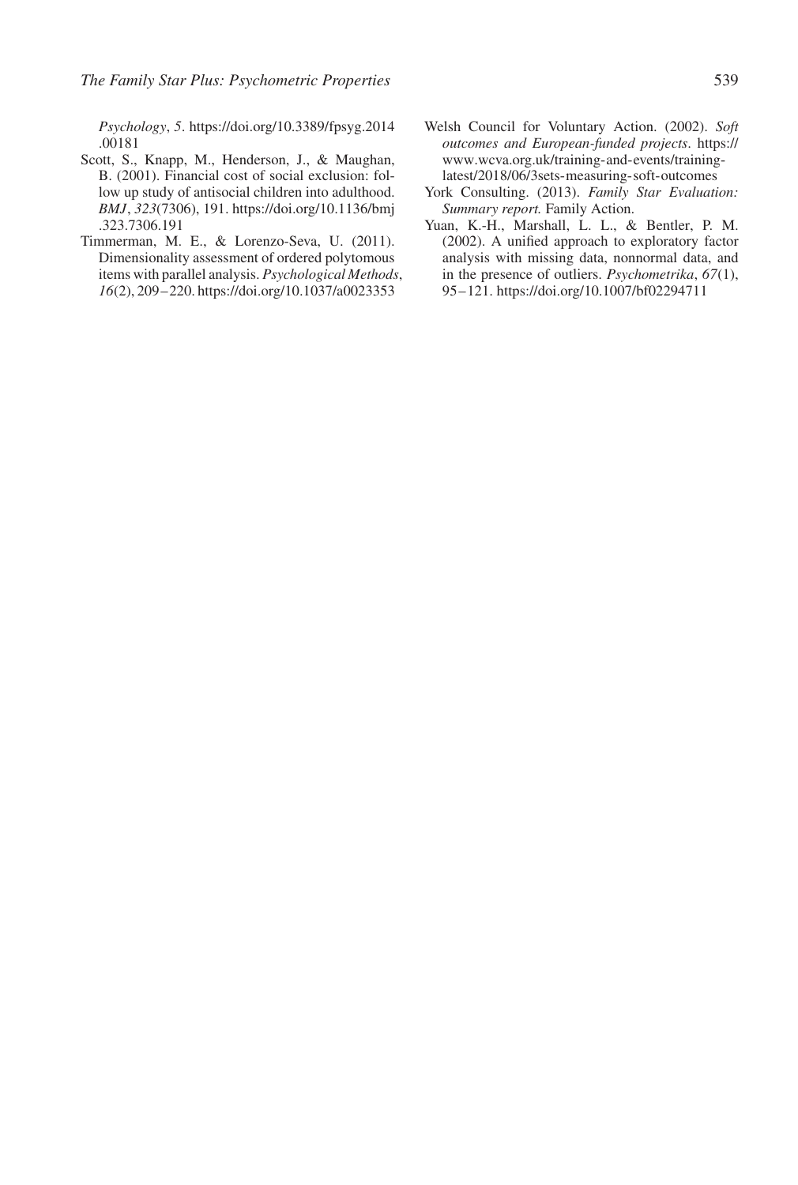*Psychology*, *5*. https://doi.org/10.3389/fpsyg.2014.00181

Scott, S., Knapp, M., Henderson, J., & Maughan, B. (2001). Financial cost of social exclusion: follow up study of antisocial children into adulthood. *BMJ*, *323*(7306), 191. https://doi.org/10.1136/bmj.323.7306.191

Timmerman, M. E., & Lorenzo-Seva, U. (2011). Dimensionality assessment of ordered polytomous items with parallel analysis. *Psychological Methods*, *16*(2), 209–220. https://doi.org/10.1037/a0023353

Welsh Council for Voluntary Action. (2002). *Soft outcomes and European-funded projects*. https://www.wcva.org.uk/training-and-events/training-latest/2018/06/3sets-measuring-soft-outcomes

York Consulting. (2013). *Family Star Evaluation: Summary report.* Family Action.

Yuan, K.-H., Marshall, L. L., & Bentler, P. M. (2002). A unified approach to exploratory factor analysis with missing data, nonnormal data, and in the presence of outliers. *Psychometrika*, *67*(1), 95–121. https://doi.org/10.1007/bf02294711